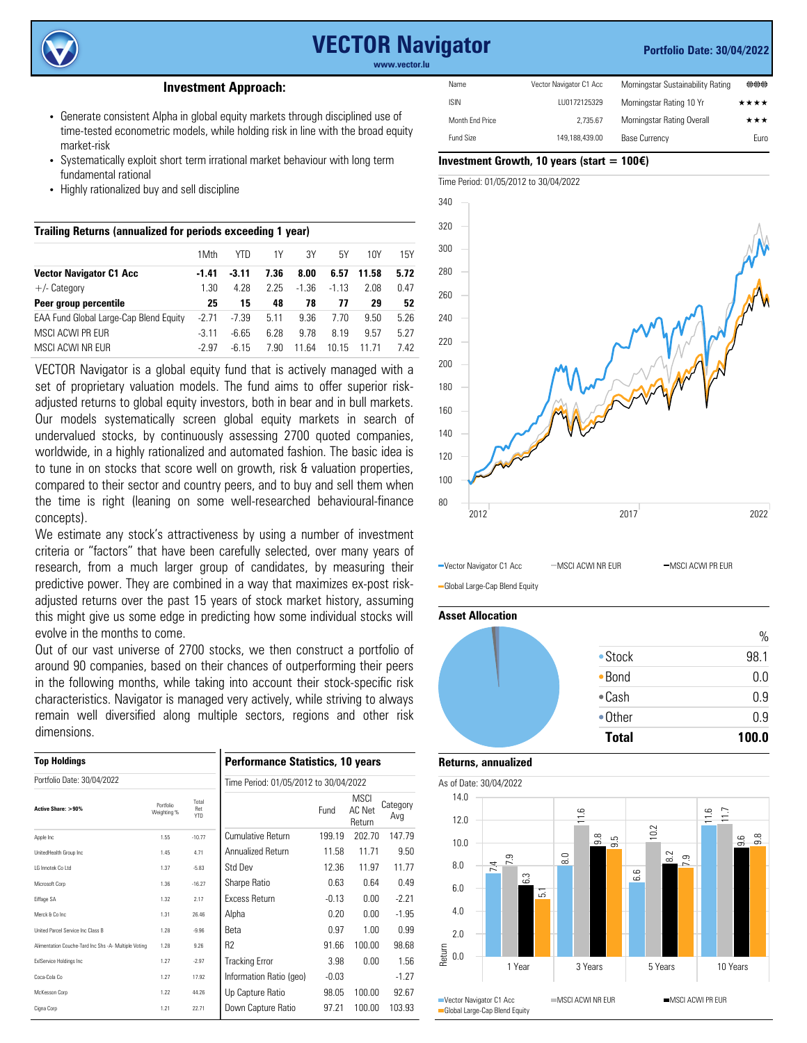# VECTOR Navigator

www.vector.lu

**Portfolio Date: 30/04/2022**

## Investment Approach:

- Generate consistent Alpha in global equity markets through disciplined use of time-tested econometric models, while holding risk in line with the broad equity market-risk
- Systematically exploit short term irrational market behaviour with long term fundamental rational
- Highly rationalized buy and sell discipline

| Name | Vector Navigator C1 Acc | Morningstar Sustainability Rating | ⊕⊕⊕ |
|---|---|---|---|
| ISIN | LU0172125329 | Morningstar Rating 10 Yr | ★★★★ |
| Month End Price | 2,735.67 | Morningstar Rating Overall | ★★★ |
| Fund Size | 149,188,439.00 | Base Currency | Euro |

### Trailing Returns (annualized for periods exceeding 1 year)

| | 1Mth | YTD | 1Y | 3Y | 5Y | 10Y | 15Y |
|---|---|---|---|---|---|---|---|
| **Vector Navigator C1 Acc** | **-1.41** | **-3.11** | **7.36** | **8.00** | **6.57** | **11.58** | **5.72** |
| +/- Category | 1.30 | 4.28 | 2.25 | -1.36 | -1.13 | 2.08 | 0.47 |
| **Peer group percentile** | **25** | **15** | **48** | **78** | **77** | **29** | **52** |
| EAA Fund Global Large-Cap Blend Equity | -2.71 | -7.39 | 5.11 | 9.36 | 7.70 | 9.50 | 5.26 |
| MSCI ACWI PR EUR | -3.11 | -6.65 | 6.28 | 9.78 | 8.19 | 9.57 | 5.27 |
| MSCI ACWI NR EUR | -2.97 | -6.15 | 7.90 | 11.64 | 10.15 | 11.71 | 7.42 |

VECTOR Navigator is a global equity fund that is actively managed with a set of proprietary valuation models. The fund aims to offer superior risk-adjusted returns to global equity investors, both in bear and in bull markets. Our models systematically screen global equity markets in search of undervalued stocks, by continuously assessing 2700 quoted companies, worldwide, in a highly rationalized and automated fashion. The basic idea is to tune in on stocks that score well on growth, risk & valuation properties, compared to their sector and country peers, and to buy and sell them when the time is right (leaning on some well-researched behavioural-finance concepts).

We estimate any stock's attractiveness by using a number of investment criteria or "factors" that have been carefully selected, over many years of research, from a much larger group of candidates, by measuring their predictive power. They are combined in a way that maximizes ex-post risk-adjusted returns over the past 15 years of stock market history, assuming this might give us some edge in predicting how some individual stocks will evolve in the months to come.

Out of our vast universe of 2700 stocks, we then construct a portfolio of around 90 companies, based on their chances of outperforming their peers in the following months, while taking into account their stock-specific risk characteristics. Navigator is managed very actively, while striving to always remain well diversified along multiple sectors, regions and other risk dimensions.

### Investment Growth, 10 years (start = 100€)

Time Period: 01/05/2012 to 30/04/2022

Legend: Vector Navigator C1 Acc; MSCI ACWI NR EUR; MSCI ACWI PR EUR; Global Large-Cap Blend Equity

### Asset Allocation

| | % |
|---|---|
| Stock | 98.1 |
| Bond | 0.0 |
| Cash | 0.9 |
| Other | 0.9 |
| **Total** | **100.0** |

### Top Holdings

Portfolio Date: 30/04/2022

| Active Share: >90% | Portfolio Weighting % | Total Ret YTD |
|---|---|---|
| Apple Inc | 1.55 | -10.77 |
| UnitedHealth Group Inc | 1.45 | 4.71 |
| LG Innotek Co Ltd | 1.37 | -5.83 |
| Microsoft Corp | 1.36 | -16.27 |
| Eiffage SA | 1.32 | 2.17 |
| Merck & Co Inc | 1.31 | 26.46 |
| United Parcel Service Inc Class B | 1.28 | -9.96 |
| Alimentation Couche-Tard Inc Shs -A- Multiple Voting | 1.28 | 9.26 |
| ExlService Holdings Inc | 1.27 | -2.97 |
| Coca-Cola Co | 1.27 | 17.92 |
| McKesson Corp | 1.22 | 44.26 |
| Cigna Corp | 1.21 | 22.71 |

### Performance Statistics, 10 years

Time Period: 01/05/2012 to 30/04/2022

| | Fund | MSCI AC Net Return | Category Avg |
|---|---|---|---|
| Cumulative Return | 199.19 | 202.70 | 147.79 |
| Annualized Return | 11.58 | 11.71 | 9.50 |
| Std Dev | 12.36 | 11.97 | 11.77 |
| Sharpe Ratio | 0.63 | 0.64 | 0.49 |
| Excess Return | -0.13 | 0.00 | -2.21 |
| Alpha | 0.20 | 0.00 | -1.95 |
| Beta | 0.97 | 1.00 | 0.99 |
| R2 | 91.66 | 100.00 | 98.68 |
| Tracking Error | 3.98 | 0.00 | 1.56 |
| Information Ratio (geo) | -0.03 | | -1.27 |
| Up Capture Ratio | 98.05 | 100.00 | 92.67 |
| Down Capture Ratio | 97.21 | 100.00 | 103.93 |

### Returns, annualized

As of Date: 30/04/2022

| | Vector Navigator C1 Acc | MSCI ACWI NR EUR | MSCI ACWI PR EUR | Global Large-Cap Blend Equity |
|---|---|---|---|---|
| 1 Year | 7.4 | 7.9 | 6.3 | 5.1 |
| 3 Years | 8.0 | 11.6 | 9.8 | 9.5 |
| 5 Years | 6.6 | 10.2 | 8.2 | 7.9 |
| 10 Years | 11.6 | 11.7 | 9.6 | 9.8 |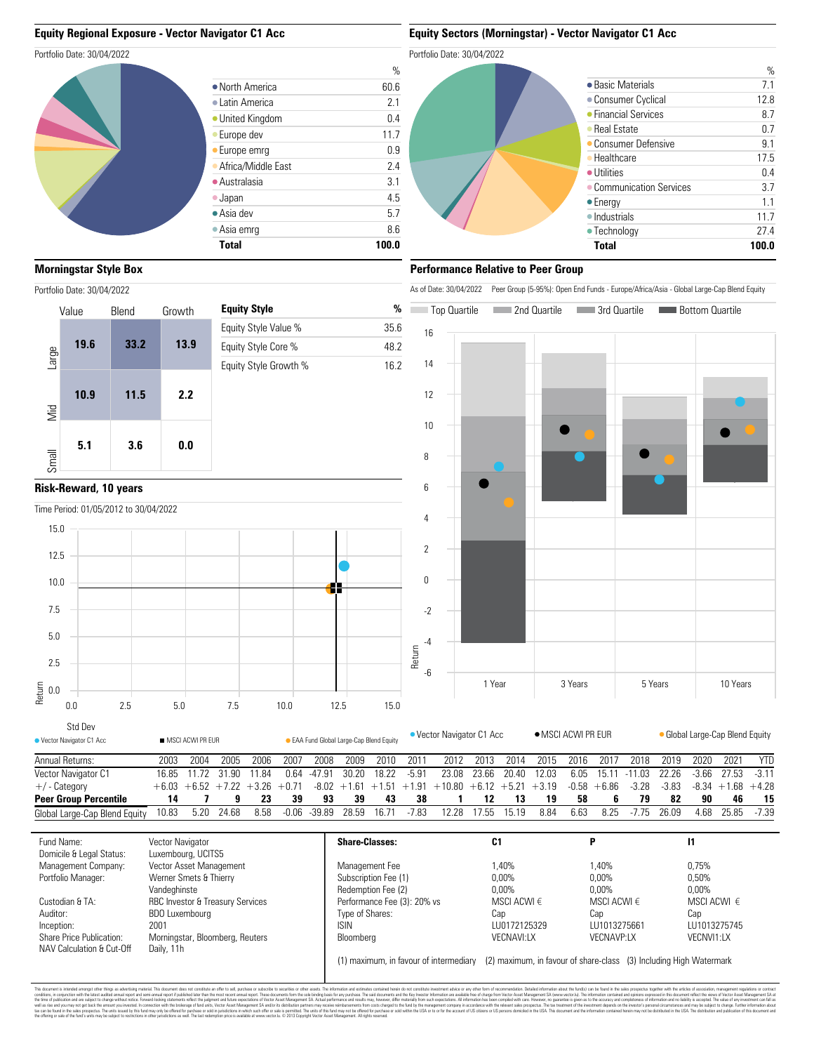## Equity Regional Exposure - Vector Navigator C1 Acc

Portfolio Date: 30/04/2022

| | % |
|---|---|
| North America | 60.6 |
| Latin America | 2.1 |
| United Kingdom | 0.4 |
| Europe dev | 11.7 |
| Europe emrg | 0.9 |
| Africa/Middle East | 2.4 |
| Australasia | 3.1 |
| Japan | 4.5 |
| Asia dev | 5.7 |
| Asia emrg | 8.6 |
| **Total** | **100.0** |

## Equity Sectors (Morningstar) - Vector Navigator C1 Acc

Portfolio Date: 30/04/2022

| | % |
|---|---|
| Basic Materials | 7.1 |
| Consumer Cyclical | 12.8 |
| Financial Services | 8.7 |
| Real Estate | 0.7 |
| Consumer Defensive | 9.1 |
| Healthcare | 17.5 |
| Utilities | 0.4 |
| Communication Services | 3.7 |
| Energy | 1.1 |
| Industrials | 11.7 |
| Technology | 27.4 |
| **Total** | **100.0** |

## Morningstar Style Box

Portfolio Date: 30/04/2022

| | Value | Blend | Growth |
|---|---|---|---|
| Large | 19.6 | 33.2 | 13.9 |
| Mid | 10.9 | 11.5 | 2.2 |
| Small | 5.1 | 3.6 | 0.0 |

| Equity Style | % |
|---|---|
| Equity Style Value % | 35.6 |
| Equity Style Core % | 48.2 |
| Equity Style Growth % | 16.2 |

## Risk-Reward, 10 years

Time Period: 01/05/2012 to 30/04/2022

Return
15.0
12.5
10.0
7.5
5.0
2.5
0.0
0.0 2.5 5.0 7.5 10.0 12.5 15.0
Std Dev

Vector Navigator C1 Acc ■ MSCI ACWI PR EUR EAA Fund Global Large-Cap Blend Equity

## Performance Relative to Peer Group

As of Date: 30/04/2022 Peer Group (5-95%): Open End Funds - Europe/Africa/Asia - Global Large-Cap Blend Equity

Top Quartile 2nd Quartile 3rd Quartile Bottom Quartile

Return
16 14 12 10 8 6 4 2 0 -2 -4 -6
1 Year 3 Years 5 Years 10 Years

Vector Navigator C1 Acc ●MSCI ACWI PR EUR Global Large-Cap Blend Equity

| Annual Returns: | 2003 | 2004 | 2005 | 2006 | 2007 | 2008 | 2009 | 2010 | 2011 | 2012 | 2013 | 2014 | 2015 | 2016 | 2017 | 2018 | 2019 | 2020 | 2021 | YTD |
|---|---|---|---|---|---|---|---|---|---|---|---|---|---|---|---|---|---|---|---|---|
| Vector Navigator C1 | 16.85 | 11.72 | 31.90 | 11.84 | 0.64 | -47.91 | 30.20 | 18.22 | -5.91 | 23.08 | 23.66 | 20.40 | 12.03 | 6.05 | 15.11 | -11.03 | 22.26 | -3.66 | 27.53 | -3.11 |
| +/- Category | +6.03 | +6.52 | +7.22 | +3.26 | +0.71 | -8.02 | +1.61 | +1.51 | +1.91 | +10.80 | +6.12 | +5.21 | +3.19 | -0.58 | +6.86 | -3.28 | -3.83 | -8.34 | +1.68 | +4.28 |
| **Peer Group Percentile** | **14** | **7** | **9** | **23** | **39** | **93** | **39** | **43** | **38** | **1** | **12** | **13** | **19** | **58** | **6** | **79** | **82** | **90** | **46** | **15** |
| Global Large-Cap Blend Equity | 10.83 | 5.20 | 24.68 | 8.58 | -0.06 | -39.89 | 28.59 | 16.71 | -7.83 | 12.28 | 17.55 | 15.19 | 8.84 | 6.63 | 8.25 | -7.75 | 26.09 | 4.68 | 25.85 | -7.39 |

| | |
|---|---|
| Fund Name: | Vector Navigator |
| Domicile & Legal Status: | Luxembourg, UCITS5 |
| Management Company: | Vector Asset Management |
| Portfolio Manager: | Werner Smets & Thierry Vandeghinste |
| Custodian & TA: | RBC Investor & Treasury Services |
| Auditor: | BDO Luxembourg |
| Inception: | 2001 |
| Share Price Publication: | Morningstar, Bloomberg, Reuters |
| NAV Calculation & Cut-Off | Daily, 11h |

| **Share-Classes:** | **C1** | **P** | **I1** |
|---|---|---|---|
| Management Fee | 1,40% | 1,40% | 0,75% |
| Subscription Fee (1) | 0,00% | 0,00% | 0,50% |
| Redemption Fee (2) | 0,00% | 0,00% | 0,00% |
| Performance Fee (3): 20% vs | MSCI ACWI € | MSCI ACWI € | MSCI ACWI € |
| Type of Shares: | Cap | Cap | Cap |
| ISIN | LU0172125329 | LU1013275661 | LU1013275745 |
| Bloomberg | VECNAVI:LX | VECNAVP:LX | VECNVI1:LX |

(1) maximum, in favour of intermediary (2) maximum, in favour of share-class (3) Including High Watermark

This document is intended amongst other things as advertising material. This document does not constitute an offer to sell, purchase or subscribe to securities or other assets. The information and estimates contained herein do not constitute investment advice or any other form of recommendation. Detailed information about the fund(s) can be found in the sales prospectus together with the articles of association, management regulations or contract conditions, in conjunction with the latest audited annual report and semi-annual report if published later than the most recent annual report. These documents form the sole binding basis for any purchase. The said documents and the Key Investor Information are available free of charge from Vector Asset Management SA (www.vector.lu). The information contained and opinions expressed in this document reflect the views of Vector Asset Management SA at the time of publication and are subject to change without notice. Forward-looking statements reflect the judgment and future expectations of Vector Asset Management SA. Actual performance and results may, however, differ materially from such expectations. All information has been compiled with care. However, no guarantee is given as to the accuracy and completeness of information and no liability is accepted. The value of any investment can fall as well as rise and you may not get back the amount you invested. In connection with the brokerage of fund units, Vector Asset Management SA and/or its distribution partners may receive reimbursements from costs charged to the fund by the management company in accordance with the relevant sales prospectus. The tax treatment of the investment depends on the investor's personal circumstances and may be subject to change. Further information about tax can be found in the sales prospectus. The units issued by this fund may only be offered for purchase or sold in jurisdictions in which such offer or sale is permitted. The units of this fund may not be offered for purchase or sold within the USA or to or for the account of US citizens or US persons domiciled in the USA. This document and the information contained herein may not be distributed in the USA. The distribution and publication of this document and the offering or sale of the fund's units may be subject to restrictions in other jurisdictions as well. The last redemption price is available at www.vector.lu. © 2013 Copyright Vector Asset Management. All rights reserved.